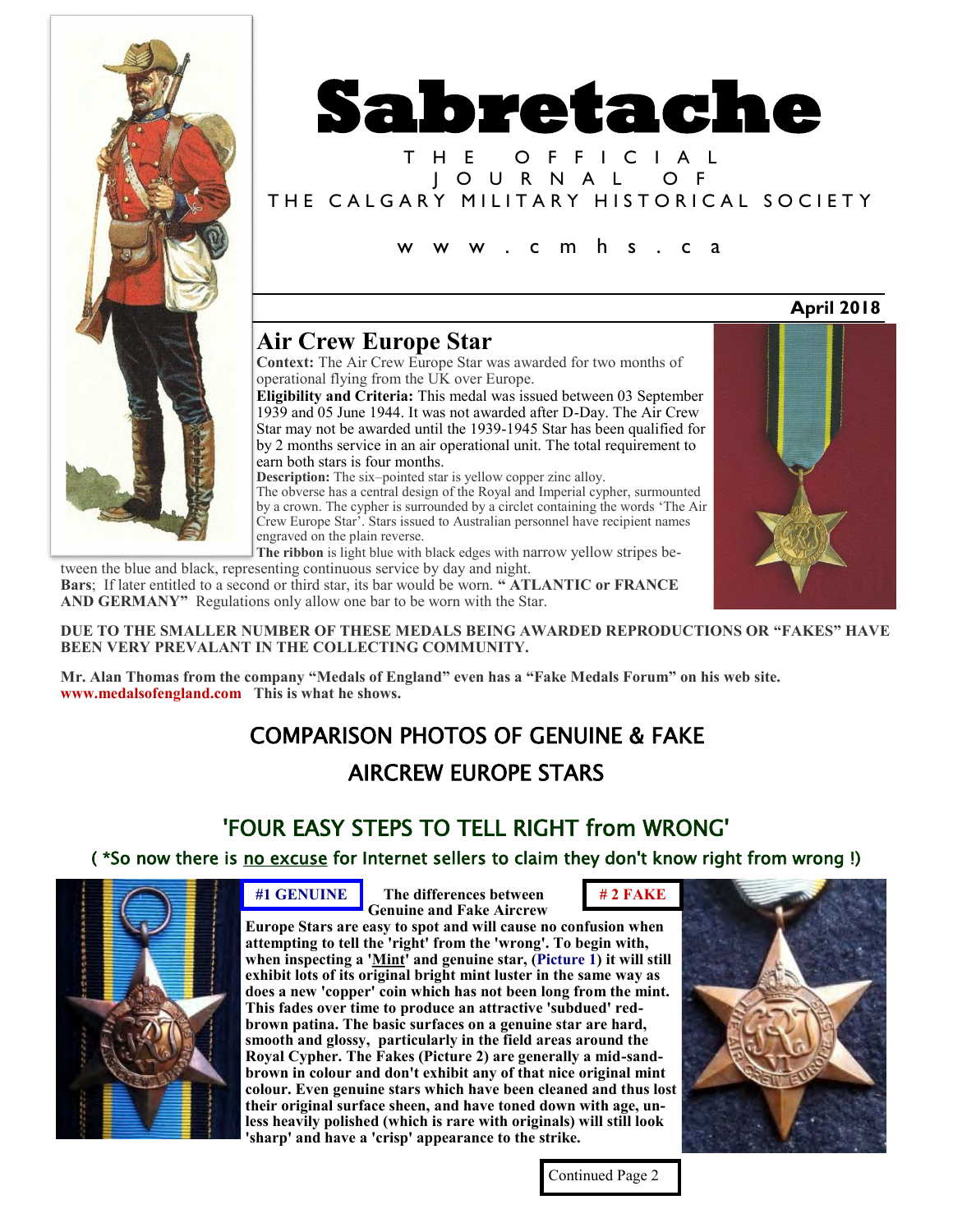# Sabretache

THE OFFICIAL JOURNAL OF THE CALGARY MILITARY HISTORICAL SOCIETY

www.cmhs.ca

**April 2018**

## Air Crew Europe Star

**Context:** The Air Crew Europe Star was awarded for two months of operational flying from the UK over Europe.

**Eligibility and Criteria:** This medal was issued between 03 September 1939 and 05 June 1944. It was not awarded after D-Day. The Air Crew Star may not be awarded until the 1939-1945 Star has been qualified for by 2 months service in an air operational unit. The total requirement to earn both stars is four months.

**Description:** The six–pointed star is yellow copper zinc alloy. The obverse has a central design of the Royal and Imperial cypher, surmounted by a crown. The cypher is surrounded by a circlet containing the words 'The Air Crew Europe Star'. Stars issued to Australian personnel have recipient names engraved on the plain reverse.

**The ribbon** is light blue with black edges with narrow yellow stripes between the blue and black, representing continuous service by day and night.

**Bars**; If later entitled to a second or third star, its bar would be worn. **" ATLANTIC or FRANCE AND GERMANY"** Regulations only allow one bar to be worn with the Star.

**DUE TO THE SMALLER NUMBER OF THESE MEDALS BEING AWARDED REPRODUCTIONS OR "FAKES" HAVE BEEN VERY PREVALANT IN THE COLLECTING COMMUNITY.**

**Mr. Alan Thomas from the company "Medals of England" even has a "Fake Medals Forum" on his web site. www.medalsofengland.com This is what he shows.**

## COMPARISON PHOTOS OF GENUINE & FAKE AIRCREW EUROPE STARS

## 'FOUR EASY STEPS TO TELL RIGHT from WRONG'

( *So now there is <u>no excuse</u> for Internet sellers to claim they don't know right from wrong !)

**#1 GENUINE**

**# 2 FAKE**

**The differences between Genuine and Fake Aircrew Europe Stars are easy to spot and will cause no confusion when attempting to tell the 'right' from the 'wrong'. To begin with, when inspecting a '<u>Mint</u>' and genuine star, (Picture 1) it will still exhibit lots of its original bright mint luster in the same way as does a new 'copper' coin which has not been long from the mint. This fades over time to produce an attractive 'subdued' red-brown patina. The basic surfaces on a genuine star are hard, smooth and glossy, particularly in the field areas around the Royal Cypher. The Fakes (Picture 2) are generally a mid-sand-brown in colour and don't exhibit any of that nice original mint colour. Even genuine stars which have been cleaned and thus lost their original surface sheen, and have toned down with age, unless heavily polished (which is rare with originals) will still look 'sharp' and have a 'crisp' appearance to the strike.**

Continued Page 2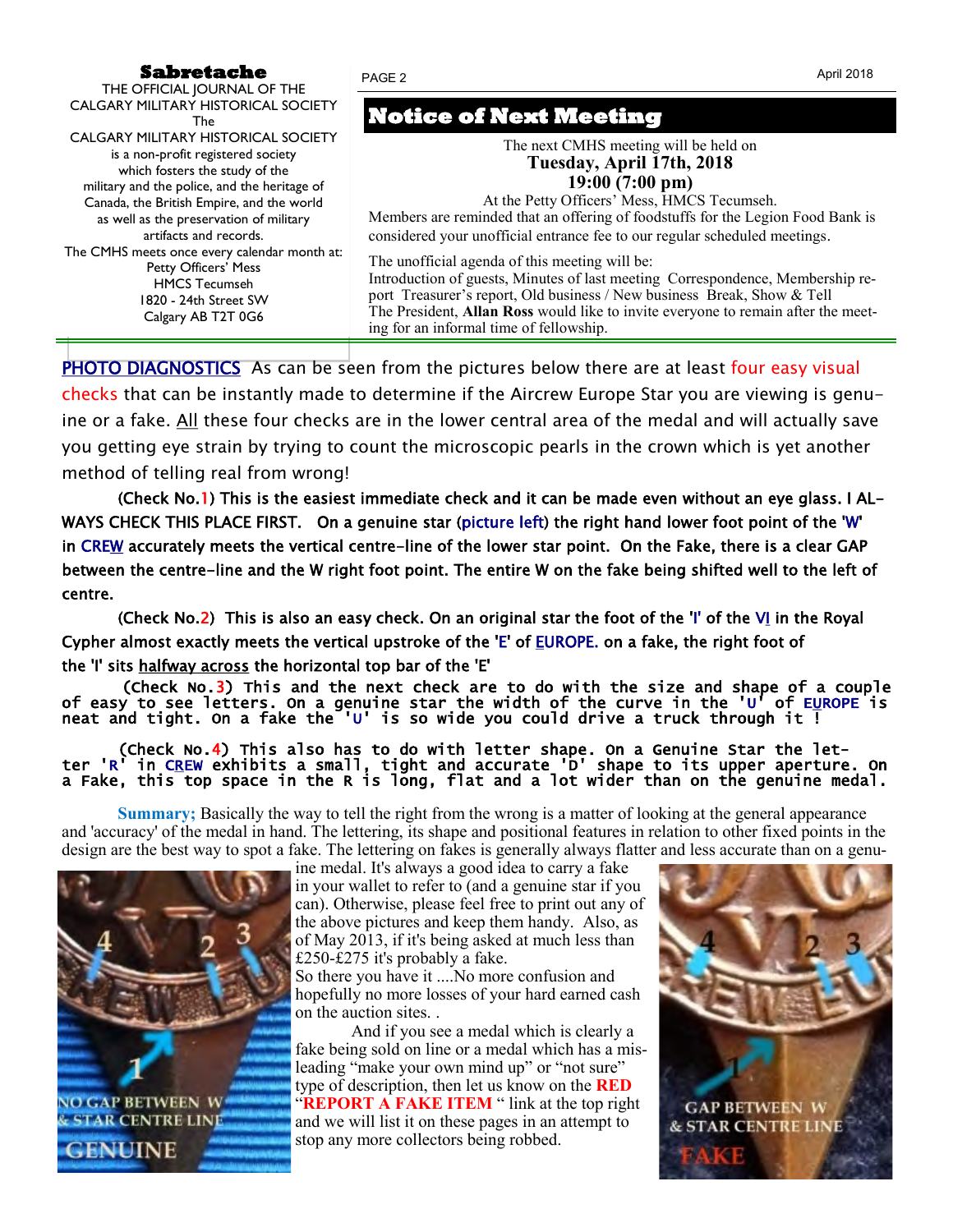**Sabretache**

THE OFFICIAL JOURNAL OF THE CALGARY MILITARY HISTORICAL SOCIETY

The CALGARY MILITARY HISTORICAL SOCIETY is a non-profit registered society which fosters the study of the military and the police, and the heritage of Canada, the British Empire, and the world as well as the preservation of military artifacts and records.

The CMHS meets once every calendar month at:
Petty Officers' Mess
HMCS Tecumseh
1820 - 24th Street SW
Calgary AB T2T 0G6

# Notice of Next Meeting

The next CMHS meeting will be held on

**Tuesday, April 17th, 2018**
**19:00 (7:00 pm)**

At the Petty Officers' Mess, HMCS Tecumseh.

Members are reminded that an offering of foodstuffs for the Legion Food Bank is considered your unofficial entrance fee to our regular scheduled meetings.

The unofficial agenda of this meeting will be:
Introduction of guests, Minutes of last meeting Correspondence, Membership report Treasurer's report, Old business / New business Break, Show & Tell
The President, **Allan Ross** would like to invite everyone to remain after the meeting for an informal time of fellowship.

---

PHOTO DIAGNOSTICS As can be seen from the pictures below there are at least four easy visual checks that can be instantly made to determine if the Aircrew Europe Star you are viewing is genuine or a fake. All these four checks are in the lower central area of the medal and will actually save you getting eye strain by trying to count the microscopic pearls in the crown which is yet another method of telling real from wrong!

(Check No.1) This is the easiest immediate check and it can be made even without an eye glass. I ALWAYS CHECK THIS PLACE FIRST. On a genuine star (picture left) the right hand lower foot point of the 'W' in CREW accurately meets the vertical centre-line of the lower star point. On the Fake, there is a clear GAP between the centre-line and the W right foot point. The entire W on the fake being shifted well to the left of centre.

(Check No.2) This is also an easy check. On an original star the foot of the 'I' of the VI in the Royal Cypher almost exactly meets the vertical upstroke of the 'E' of EUROPE. on a fake, the right foot of the 'I' sits halfway across the horizontal top bar of the 'E'

(Check No.3) This and the next check are to do with the size and shape of a couple of easy to see letters. On a genuine star the width of the curve in the 'U' of EUROPE is neat and tight. On a fake the 'U' is so wide you could drive a truck through it !

(Check No.4) This also has to do with letter shape. On a Genuine Star the letter 'R' in CREW exhibits a small, tight and accurate 'D' shape to its upper aperture. On a Fake, this top space in the R is long, flat and a lot wider than on the genuine medal.

**Summary;** Basically the way to tell the right from the wrong is a matter of looking at the general appearance and 'accuracy' of the medal in hand. The lettering, its shape and positional features in relation to other fixed points in the design are the best way to spot a fake. The lettering on fakes is generally always flatter and less accurate than on a genuine medal. It's always a good idea to carry a fake in your wallet to refer to (and a genuine star if you can). Otherwise, please feel free to print out any of the above pictures and keep them handy. Also, as of May 2013, if it's being asked at much less than £250-£275 it's probably a fake.

So there you have it ....No more confusion and hopefully no more losses of your hard earned cash on the auction sites. .

And if you see a medal which is clearly a fake being sold on line or a medal which has a misleading "make your own mind up" or "not sure" type of description, then let us know on the RED "**REPORT A FAKE ITEM** " link at the top right and we will list it on these pages in an attempt to stop any more collectors being robbed.

NO GAP BETWEEN W & STAR CENTRE LINE
GENUINE

GAP BETWEEN W & STAR CENTRE LINE
FAKE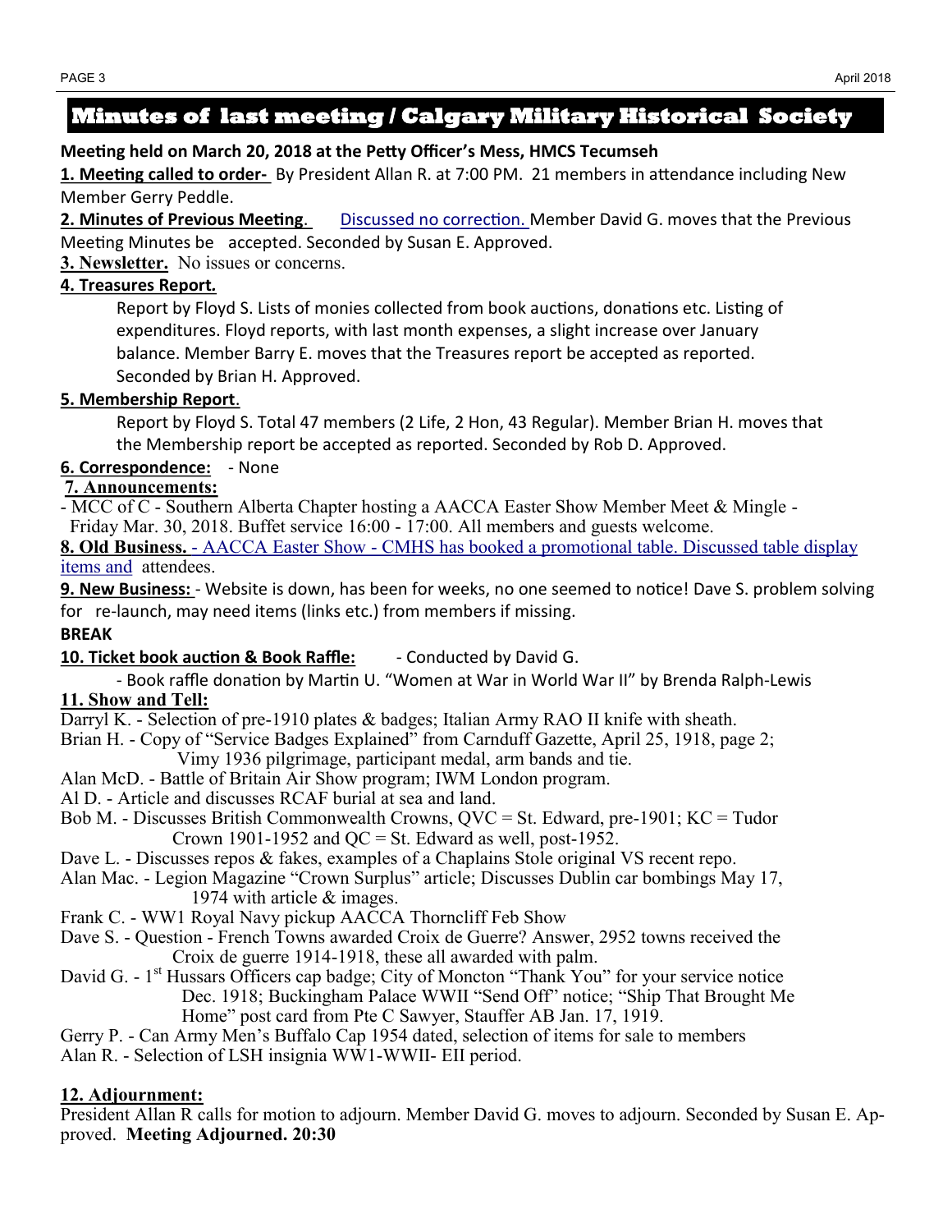# Minutes of last meeting / Calgary Military Historical Society

**Meeting held on March 20, 2018 at the Petty Officer's Mess, HMCS Tecumseh**

**1. Meeting called to order-** By President Allan R. at 7:00 PM. 21 members in attendance including New Member Gerry Peddle.

**2. Minutes of Previous Meeting**. Discussed no correction. Member David G. moves that the Previous Meeting Minutes be accepted. Seconded by Susan E. Approved.

**3. Newsletter.** No issues or concerns.

**4. Treasures Report.**

Report by Floyd S. Lists of monies collected from book auctions, donations etc. Listing of expenditures. Floyd reports, with last month expenses, a slight increase over January balance. Member Barry E. moves that the Treasures report be accepted as reported. Seconded by Brian H. Approved.

**5. Membership Report**.

Report by Floyd S. Total 47 members (2 Life, 2 Hon, 43 Regular). Member Brian H. moves that the Membership report be accepted as reported. Seconded by Rob D. Approved.

**6. Correspondence:** - None

**7. Announcements:**

- MCC of C - Southern Alberta Chapter hosting a AACCA Easter Show Member Meet & Mingle - Friday Mar. 30, 2018. Buffet service 16:00 - 17:00. All members and guests welcome.

**8. Old Business.** - AACCA Easter Show - CMHS has booked a promotional table. Discussed table display items and attendees.

**9. New Business:** - Website is down, has been for weeks, no one seemed to notice! Dave S. problem solving for re-launch, may need items (links etc.) from members if missing.

**BREAK**

**10. Ticket book auction & Book Raffle:** - Conducted by David G.

- Book raffle donation by Martin U. "Women at War in World War II" by Brenda Ralph-Lewis

**11. Show and Tell:**

Darryl K. - Selection of pre-1910 plates & badges; Italian Army RAO II knife with sheath.

Brian H. - Copy of "Service Badges Explained" from Carnduff Gazette, April 25, 1918, page 2; Vimy 1936 pilgrimage, participant medal, arm bands and tie.

Alan McD. - Battle of Britain Air Show program; IWM London program.

Al D. - Article and discusses RCAF burial at sea and land.

Bob M. - Discusses British Commonwealth Crowns, QVC = St. Edward, pre-1901; KC = Tudor Crown 1901-1952 and QC = St. Edward as well, post-1952.

Dave L. - Discusses repos & fakes, examples of a Chaplains Stole original VS recent repo.

Alan Mac. - Legion Magazine "Crown Surplus" article; Discusses Dublin car bombings May 17, 1974 with article & images.

Frank C. - WW1 Royal Navy pickup AACCA Thorncliff Feb Show

Dave S. - Question - French Towns awarded Croix de Guerre? Answer, 2952 towns received the Croix de guerre 1914-1918, these all awarded with palm.

David G. - 1st Hussars Officers cap badge; City of Moncton "Thank You" for your service notice Dec. 1918; Buckingham Palace WWII "Send Off" notice; "Ship That Brought Me Home" post card from Pte C Sawyer, Stauffer AB Jan. 17, 1919.

Gerry P. - Can Army Men's Buffalo Cap 1954 dated, selection of items for sale to members

Alan R. - Selection of LSH insignia WW1-WWII- EII period.

**12. Adjournment:**

President Allan R calls for motion to adjourn. Member David G. moves to adjourn. Seconded by Susan E. Approved. **Meeting Adjourned. 20:30**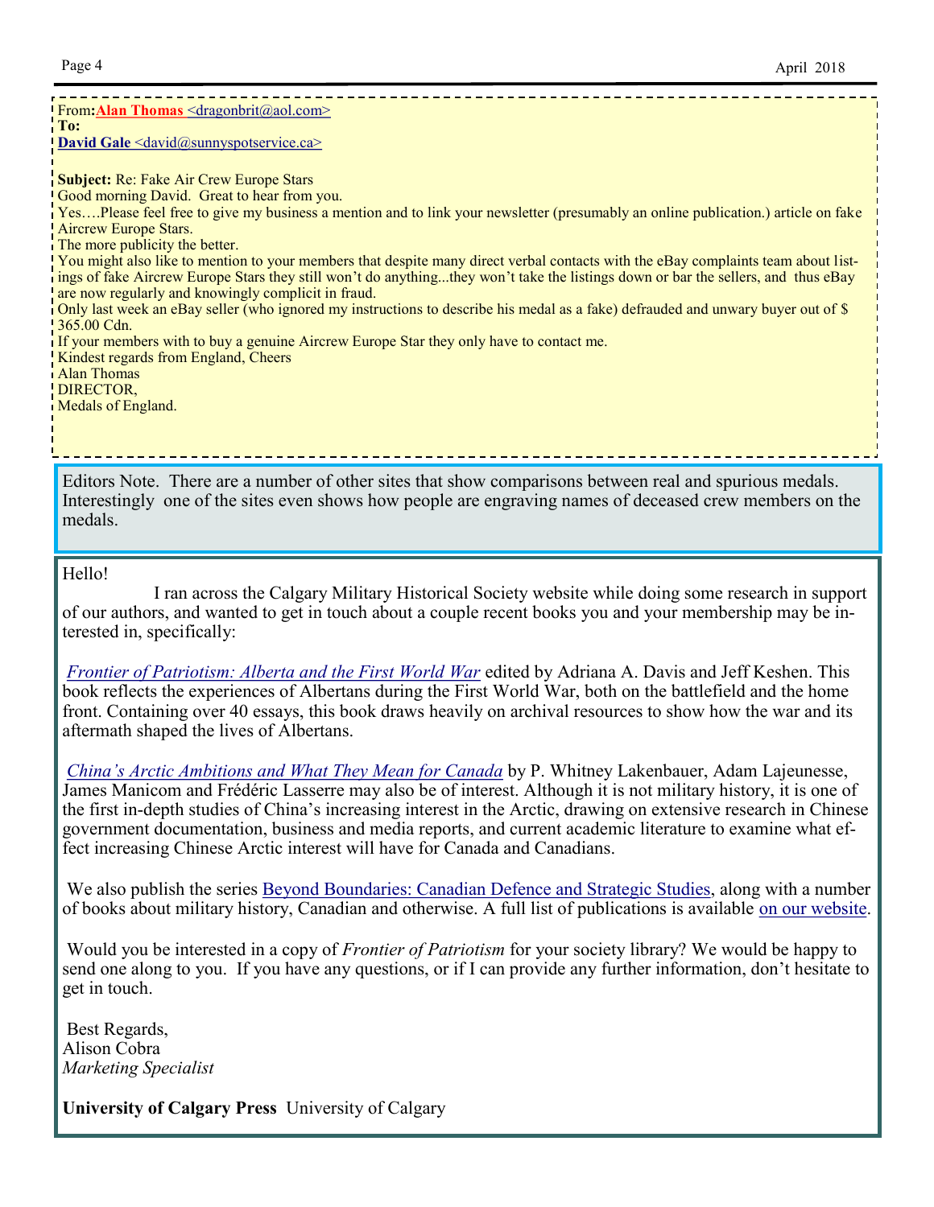From: **Alan Thomas** <dragonbrit@aol.com>
**To:**
**David Gale** <david@sunnyspotservice.ca>

**Subject:** Re: Fake Air Crew Europe Stars

Good morning David. Great to hear from you.

Yes….Please feel free to give my business a mention and to link your newsletter (presumably an online publication.) article on fake Aircrew Europe Stars.

The more publicity the better.

You might also like to mention to your members that despite many direct verbal contacts with the eBay complaints team about listings of fake Aircrew Europe Stars they still won't do anything...they won't take the listings down or bar the sellers, and thus eBay are now regularly and knowingly complicit in fraud.

Only last week an eBay seller (who ignored my instructions to describe his medal as a fake) defrauded and unwary buyer out of $ 365.00 Cdn.

If your members with to buy a genuine Aircrew Europe Star they only have to contact me.

Kindest regards from England, Cheers

Alan Thomas
DIRECTOR,
Medals of England.

Editors Note. There are a number of other sites that show comparisons between real and spurious medals. Interestingly one of the sites even shows how people are engraving names of deceased crew members on the medals.

Hello!

I ran across the Calgary Military Historical Society website while doing some research in support of our authors, and wanted to get in touch about a couple recent books you and your membership may be interested in, specifically:

*Frontier of Patriotism: Alberta and the First World War* edited by Adriana A. Davis and Jeff Keshen. This book reflects the experiences of Albertans during the First World War, both on the battlefield and the home front. Containing over 40 essays, this book draws heavily on archival resources to show how the war and its aftermath shaped the lives of Albertans.

*China's Arctic Ambitions and What They Mean for Canada* by P. Whitney Lakenbauer, Adam Lajeunesse, James Manicom and Frédéric Lasserre may also be of interest. Although it is not military history, it is one of the first in-depth studies of China's increasing interest in the Arctic, drawing on extensive research in Chinese government documentation, business and media reports, and current academic literature to examine what effect increasing Chinese Arctic interest will have for Canada and Canadians.

We also publish the series Beyond Boundaries: Canadian Defence and Strategic Studies, along with a number of books about military history, Canadian and otherwise. A full list of publications is available on our website.

Would you be interested in a copy of *Frontier of Patriotism* for your society library? We would be happy to send one along to you. If you have any questions, or if I can provide any further information, don't hesitate to get in touch.

Best Regards,
Alison Cobra
*Marketing Specialist*

**University of Calgary Press** University of Calgary